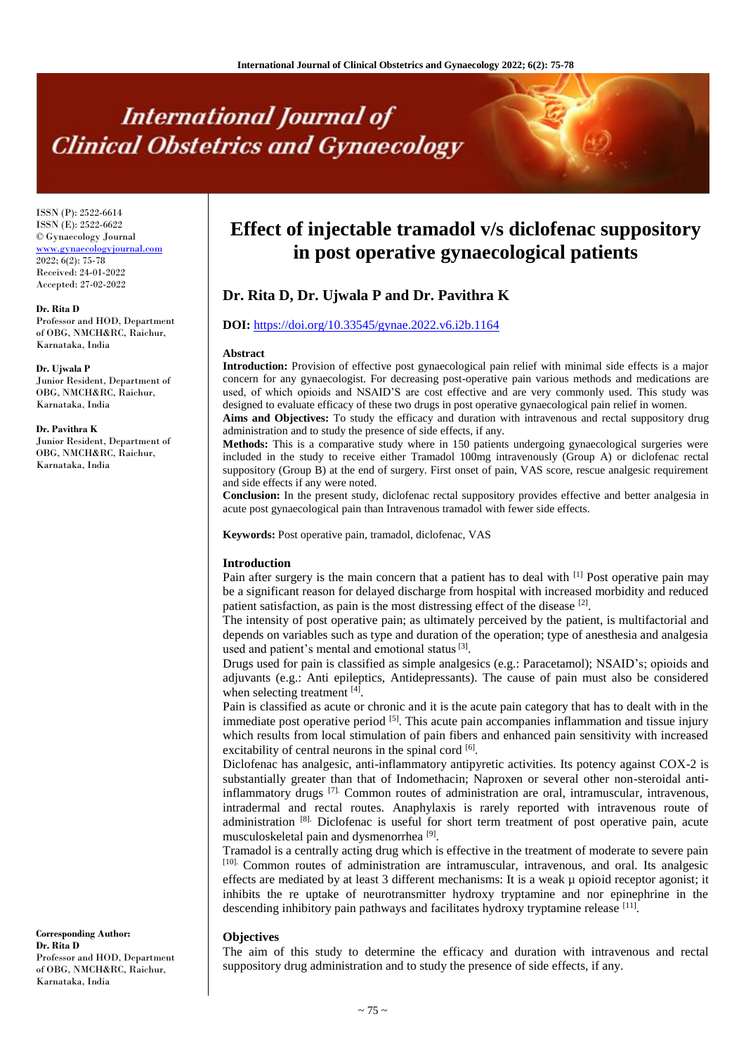# Effect of injectable tramadol v/s diclofenac suppository in post operative gynaecological patients

**Dr. Rita D, Dr. Ujwala P and Dr. Pavithra K**

**DOI:** https://doi.org/10.33545/gynae.2022.v6.i2b.1164

ISSN (P): 2522-6614
ISSN (E): 2522-6622
© Gynaecology Journal
www.gynaecologyjournal.com
2022; 6(2): 75-78
Received: 24-01-2022
Accepted: 27-02-2022

**Dr. Rita D**
Professor and HOD, Department of OBG, NMCH&RC, Raichur, Karnataka, India

**Dr. Ujwala P**
Junior Resident, Department of OBG, NMCH&RC, Raichur, Karnataka, India

**Dr. Pavithra K**
Junior Resident, Department of OBG, NMCH&RC, Raichur, Karnataka, India

**Corresponding Author:**
**Dr. Rita D**
Professor and HOD, Department of OBG, NMCH&RC, Raichur, Karnataka, India

### Abstract

**Introduction:** Provision of effective post gynaecological pain relief with minimal side effects is a major concern for any gynaecologist. For decreasing post-operative pain various methods and medications are used, of which opioids and NSAID'S are cost effective and are very commonly used. This study was designed to evaluate efficacy of these two drugs in post operative gynaecological pain relief in women.

**Aims and Objectives:** To study the efficacy and duration with intravenous and rectal suppository drug administration and to study the presence of side effects, if any.

**Methods:** This is a comparative study where in 150 patients undergoing gynaecological surgeries were included in the study to receive either Tramadol 100mg intravenously (Group A) or diclofenac rectal suppository (Group B) at the end of surgery. First onset of pain, VAS score, rescue analgesic requirement and side effects if any were noted.

**Conclusion:** In the present study, diclofenac rectal suppository provides effective and better analgesia in acute post gynaecological pain than Intravenous tramadol with fewer side effects.

**Keywords:** Post operative pain, tramadol, diclofenac, VAS

## Introduction

Pain after surgery is the main concern that a patient has to deal with [1] Post operative pain may be a significant reason for delayed discharge from hospital with increased morbidity and reduced patient satisfaction, as pain is the most distressing effect of the disease [2].

The intensity of post operative pain; as ultimately perceived by the patient, is multifactorial and depends on variables such as type and duration of the operation; type of anesthesia and analgesia used and patient's mental and emotional status [3].

Drugs used for pain is classified as simple analgesics (e.g.: Paracetamol); NSAID's; opioids and adjuvants (e.g.: Anti epileptics, Antidepressants). The cause of pain must also be considered when selecting treatment [4].

Pain is classified as acute or chronic and it is the acute pain category that has to dealt with in the immediate post operative period [5]. This acute pain accompanies inflammation and tissue injury which results from local stimulation of pain fibers and enhanced pain sensitivity with increased excitability of central neurons in the spinal cord [6].

Diclofenac has analgesic, anti-inflammatory antipyretic activities. Its potency against COX-2 is substantially greater than that of Indomethacin; Naproxen or several other non-steroidal anti-inflammatory drugs [7]. Common routes of administration are oral, intramuscular, intravenous, intradermal and rectal routes. Anaphylaxis is rarely reported with intravenous route of administration [8]. Diclofenac is useful for short term treatment of post operative pain, acute musculoskeletal pain and dysmenorrhea [9].

Tramadol is a centrally acting drug which is effective in the treatment of moderate to severe pain [10]. Common routes of administration are intramuscular, intravenous, and oral. Its analgesic effects are mediated by at least 3 different mechanisms: It is a weak µ opioid receptor agonist; it inhibits the re uptake of neurotransmitter hydroxy tryptamine and nor epinephrine in the descending inhibitory pain pathways and facilitates hydroxy tryptamine release [11].

## Objectives

The aim of this study to determine the efficacy and duration with intravenous and rectal suppository drug administration and to study the presence of side effects, if any.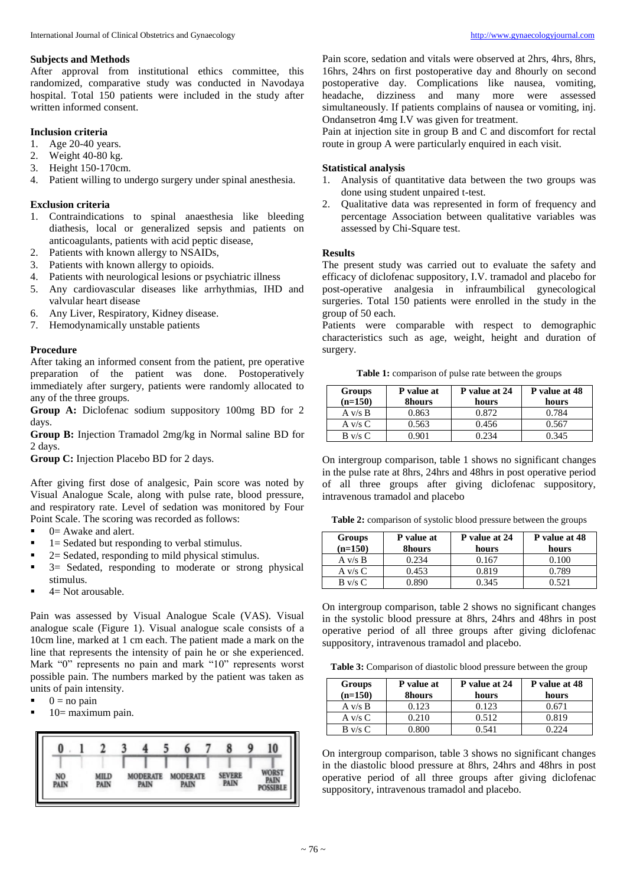## Subjects and Methods

After approval from institutional ethics committee, this randomized, comparative study was conducted in Navodaya hospital. Total 150 patients were included in the study after written informed consent.

### Inclusion criteria

1. Age 20-40 years.
2. Weight 40-80 kg.
3. Height 150-170cm.
4. Patient willing to undergo surgery under spinal anesthesia.

### Exclusion criteria

1. Contraindications to spinal anaesthesia like bleeding diathesis, local or generalized sepsis and patients on anticoagulants, patients with acid peptic disease,
2. Patients with known allergy to NSAIDs,
3. Patients with known allergy to opioids.
4. Patients with neurological lesions or psychiatric illness
5. Any cardiovascular diseases like arrhythmias, IHD and valvular heart disease
6. Any Liver, Respiratory, Kidney disease.
7. Hemodynamically unstable patients

### Procedure

After taking an informed consent from the patient, pre operative preparation of the patient was done. Postoperatively immediately after surgery, patients were randomly allocated to any of the three groups.

**Group A:** Diclofenac sodium suppository 100mg BD for 2 days.

**Group B:** Injection Tramadol 2mg/kg in Normal saline BD for 2 days.

**Group C:** Injection Placebo BD for 2 days.

After giving first dose of analgesic, Pain score was noted by Visual Analogue Scale, along with pulse rate, blood pressure, and respiratory rate. Level of sedation was monitored by Four Point Scale. The scoring was recorded as follows:

- 0= Awake and alert.
- 1= Sedated but responding to verbal stimulus.
- 2= Sedated, responding to mild physical stimulus.
- 3= Sedated, responding to moderate or strong physical stimulus.
- 4= Not arousable.

Pain was assessed by Visual Analogue Scale (VAS). Visual analogue scale (Figure 1). Visual analogue scale consists of a 10cm line, marked at 1 cm each. The patient made a mark on the line that represents the intensity of pain he or she experienced. Mark "0" represents no pain and mark "10" represents worst possible pain. The numbers marked by the patient was taken as units of pain intensity.

- 0 = no pain
- 10= maximum pain.

0 1 2 3 4 5 6 7 8 9 10
NO PAIN
MILD PAIN
MODERATE PAIN
MODERATE PAIN
SEVERE PAIN
WORST PAIN POSSIBLE

Pain score, sedation and vitals were observed at 2hrs, 4hrs, 8hrs, 16hrs, 24hrs on first postoperative day and 8hourly on second postoperative day. Complications like nausea, vomiting, headache, dizziness and many more were assessed simultaneously. If patients complains of nausea or vomiting, inj. Ondansetron 4mg I.V was given for treatment.

Pain at injection site in group B and C and discomfort for rectal route in group A were particularly enquired in each visit.

### Statistical analysis

1. Analysis of quantitative data between the two groups was done using student unpaired t-test.
2. Qualitative data was represented in form of frequency and percentage Association between qualitative variables was assessed by Chi-Square test.

## Results

The present study was carried out to evaluate the safety and efficacy of diclofenac suppository, I.V. tramadol and placebo for post-operative analgesia in infraumbilical gynecological surgeries. Total 150 patients were enrolled in the study in the group of 50 each.

Patients were comparable with respect to demographic characteristics such as age, weight, height and duration of surgery.

**Table 1:** comparison of pulse rate between the groups

| Groups (n=150) | P value at 8hours | P value at 24 hours | P value at 48 hours |
|---|---|---|---|
| A v/s B | 0.863 | 0.872 | 0.784 |
| A v/s C | 0.563 | 0.456 | 0.567 |
| B v/s C | 0.901 | 0.234 | 0.345 |

On intergroup comparison, table 1 shows no significant changes in the pulse rate at 8hrs, 24hrs and 48hrs in post operative period of all three groups after giving diclofenac suppository, intravenous tramadol and placebo

**Table 2:** comparison of systolic blood pressure between the groups

| Groups (n=150) | P value at 8hours | P value at 24 hours | P value at 48 hours |
|---|---|---|---|
| A v/s B | 0.234 | 0.167 | 0.100 |
| A v/s C | 0.453 | 0.819 | 0.789 |
| B v/s C | 0.890 | 0.345 | 0.521 |

On intergroup comparison, table 2 shows no significant changes in the systolic blood pressure at 8hrs, 24hrs and 48hrs in post operative period of all three groups after giving diclofenac suppository, intravenous tramadol and placebo.

**Table 3:** Comparison of diastolic blood pressure between the group

| Groups (n=150) | P value at 8hours | P value at 24 hours | P value at 48 hours |
|---|---|---|---|
| A v/s B | 0.123 | 0.123 | 0.671 |
| A v/s C | 0.210 | 0.512 | 0.819 |
| B v/s C | 0.800 | 0.541 | 0.224 |

On intergroup comparison, table 3 shows no significant changes in the diastolic blood pressure at 8hrs, 24hrs and 48hrs in post operative period of all three groups after giving diclofenac suppository, intravenous tramadol and placebo.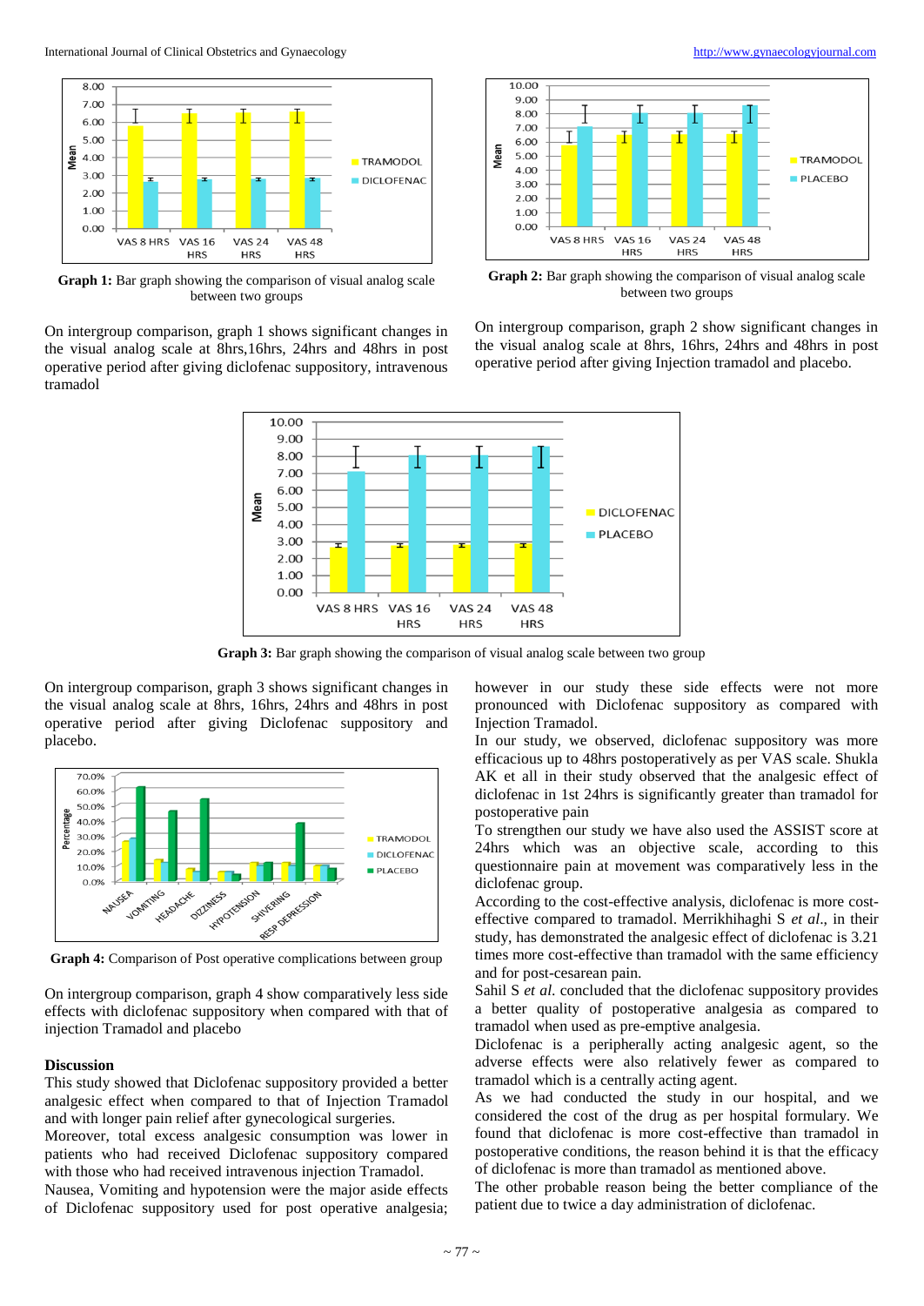8.00
7.00
6.00
5.00
4.00
3.00
2.00
1.00
0.00
Mean
VAS 8 HRS
VAS 16 HRS
VAS 24 HRS
VAS 48 HRS
TRAMODOL
DICLOFENAC

**Graph 1:** Bar graph showing the comparison of visual analog scale between two groups

On intergroup comparison, graph 1 shows significant changes in the visual analog scale at 8hrs,16hrs, 24hrs and 48hrs in post operative period after giving diclofenac suppository, intravenous tramadol

10.00
9.00
8.00
7.00
6.00
5.00
4.00
3.00
2.00
1.00
0.00
Mean
VAS 8 HRS
VAS 16 HRS
VAS 24 HRS
VAS 48 HRS
TRAMODOL
PLACEBO

**Graph 2:** Bar graph showing the comparison of visual analog scale between two groups

On intergroup comparison, graph 2 show significant changes in the visual analog scale at 8hrs, 16hrs, 24hrs and 48hrs in post operative period after giving Injection tramadol and placebo.

10.00
9.00
8.00
7.00
6.00
5.00
4.00
3.00
2.00
1.00
0.00
Mean
VAS 8 HRS
VAS 16 HRS
VAS 24 HRS
VAS 48 HRS
DICLOFENAC
PLACEBO

**Graph 3:** Bar graph showing the comparison of visual analog scale between two group

On intergroup comparison, graph 3 shows significant changes in the visual analog scale at 8hrs, 16hrs, 24hrs and 48hrs in post operative period after giving Diclofenac suppository and placebo.

70.0%
60.0%
50.0%
40.0%
30.0%
20.0%
10.0%
0.0%
Percentage
NAUSEA
VOMITING
HEADACHE
DIZZINESS
HYPOTENSION
SHIVERING
RESP DEPRESSION
TRAMODOL
DICLOFENAC
PLACEBO

**Graph 4:** Comparison of Post operative complications between group

On intergroup comparison, graph 4 show comparatively less side effects with diclofenac suppository when compared with that of injection Tramadol and placebo

**Discussion**

This study showed that Diclofenac suppository provided a better analgesic effect when compared to that of Injection Tramadol and with longer pain relief after gynecological surgeries.

Moreover, total excess analgesic consumption was lower in patients who had received Diclofenac suppository compared with those who had received intravenous injection Tramadol.

Nausea, Vomiting and hypotension were the major aside effects of Diclofenac suppository used for post operative analgesia; however in our study these side effects were not more pronounced with Diclofenac suppository as compared with Injection Tramadol.

In our study, we observed, diclofenac suppository was more efficacious up to 48hrs postoperatively as per VAS scale. Shukla AK et all in their study observed that the analgesic effect of diclofenac in 1st 24hrs is significantly greater than tramadol for postoperative pain

To strengthen our study we have also used the ASSIST score at 24hrs which was an objective scale, according to this questionnaire pain at movement was comparatively less in the diclofenac group.

According to the cost-effective analysis, diclofenac is more cost-effective compared to tramadol. Merrikhihaghi S *et al*., in their study, has demonstrated the analgesic effect of diclofenac is 3.21 times more cost-effective than tramadol with the same efficiency and for post-cesarean pain.

Sahil S *et al.* concluded that the diclofenac suppository provides a better quality of postoperative analgesia as compared to tramadol when used as pre-emptive analgesia.

Diclofenac is a peripherally acting analgesic agent, so the adverse effects were also relatively fewer as compared to tramadol which is a centrally acting agent.

As we had conducted the study in our hospital, and we considered the cost of the drug as per hospital formulary. We found that diclofenac is more cost-effective than tramadol in postoperative conditions, the reason behind it is that the efficacy of diclofenac is more than tramadol as mentioned above.

The other probable reason being the better compliance of the patient due to twice a day administration of diclofenac.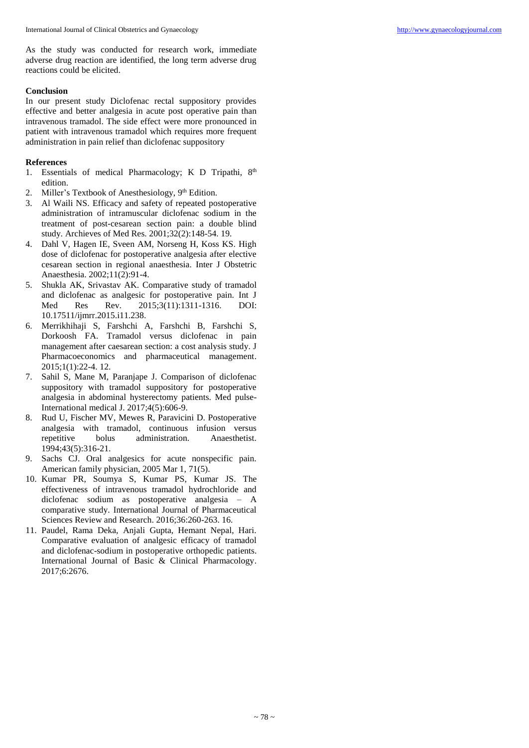As the study was conducted for research work, immediate adverse drug reaction are identified, the long term adverse drug reactions could be elicited.

## Conclusion

In our present study Diclofenac rectal suppository provides effective and better analgesia in acute post operative pain than intravenous tramadol. The side effect were more pronounced in patient with intravenous tramadol which requires more frequent administration in pain relief than diclofenac suppository

## References

1. Essentials of medical Pharmacology; K D Tripathi, 8th edition.
2. Miller's Textbook of Anesthesiology, 9th Edition.
3. Al Waili NS. Efficacy and safety of repeated postoperative administration of intramuscular diclofenac sodium in the treatment of post-cesarean section pain: a double blind study. Archieves of Med Res. 2001;32(2):148-54. 19.
4. Dahl V, Hagen IE, Sveen AM, Norseng H, Koss KS. High dose of diclofenac for postoperative analgesia after elective cesarean section in regional anaesthesia. Inter J Obstetric Anaesthesia. 2002;11(2):91-4.
5. Shukla AK, Srivastav AK. Comparative study of tramadol and diclofenac as analgesic for postoperative pain. Int J Med Res Rev. 2015;3(11):1311-1316. DOI: 10.17511/ijmrr.2015.i11.238.
6. Merrikhihaji S, Farshchi A, Farshchi B, Farshchi S, Dorkoosh FA. Tramadol versus diclofenac in pain management after caesarean section: a cost analysis study. J Pharmacoeconomics and pharmaceutical management. 2015;1(1):22-4. 12.
7. Sahil S, Mane M, Paranjape J. Comparison of diclofenac suppository with tramadol suppository for postoperative analgesia in abdominal hysterectomy patients. Med pulse-International medical J. 2017;4(5):606-9.
8. Rud U, Fischer MV, Mewes R, Paravicini D. Postoperative analgesia with tramadol, continuous infusion versus repetitive bolus administration. Anaesthetist. 1994;43(5):316-21.
9. Sachs CJ. Oral analgesics for acute nonspecific pain. American family physician, 2005 Mar 1, 71(5).
10. Kumar PR, Soumya S, Kumar PS, Kumar JS. The effectiveness of intravenous tramadol hydrochloride and diclofenac sodium as postoperative analgesia – A comparative study. International Journal of Pharmaceutical Sciences Review and Research. 2016;36:260-263. 16.
11. Paudel, Rama Deka, Anjali Gupta, Hemant Nepal, Hari. Comparative evaluation of analgesic efficacy of tramadol and diclofenac-sodium in postoperative orthopedic patients. International Journal of Basic & Clinical Pharmacology. 2017;6:2676.